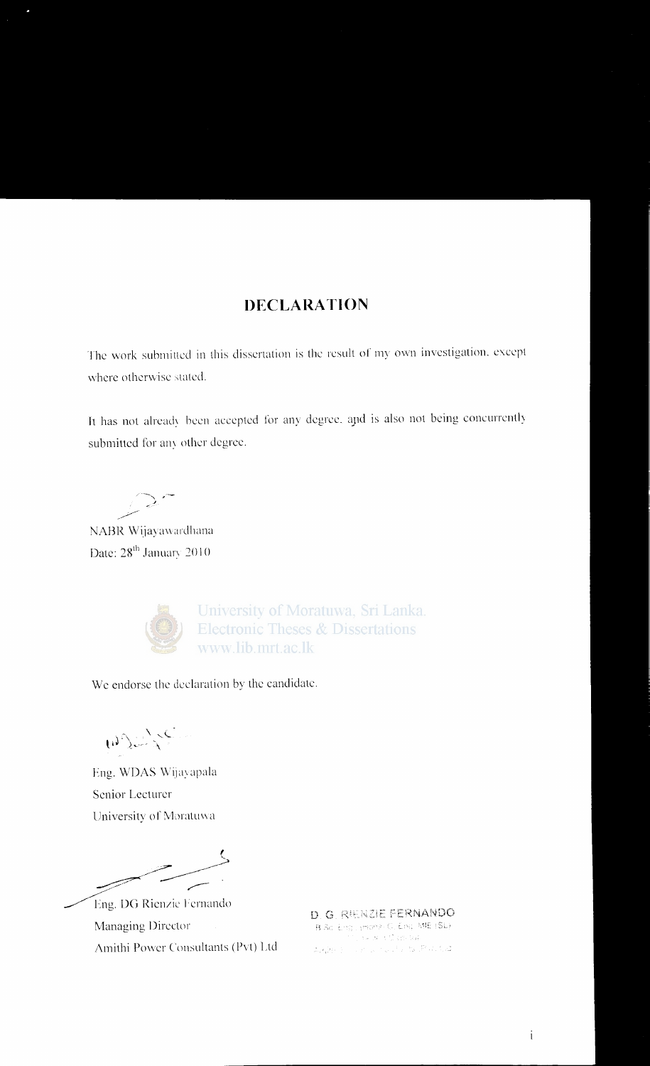# DECLARATION

The work submitted in this dissertation is the result of my own investigation, except where otherwise stated.

It has not already been accepted for any degree, and is also not being concurrently submitted for any other degree.

NABR Wijayawardhana
Date: 28th January 2010

University of Moratuwa, Sri Lanka.
Electronic Theses & Dissertations
www.lib.mrt.ac.lk

We endorse the declaration by the candidate.

Eng. WDAS Wijayapala
Senior Lecturer
University of Moratuwa

Eng. DG Rienzie Fernando
Managing Director
Amithi Power Consultants (Pvt) Ltd

D. G. RIENZIE FERNANDO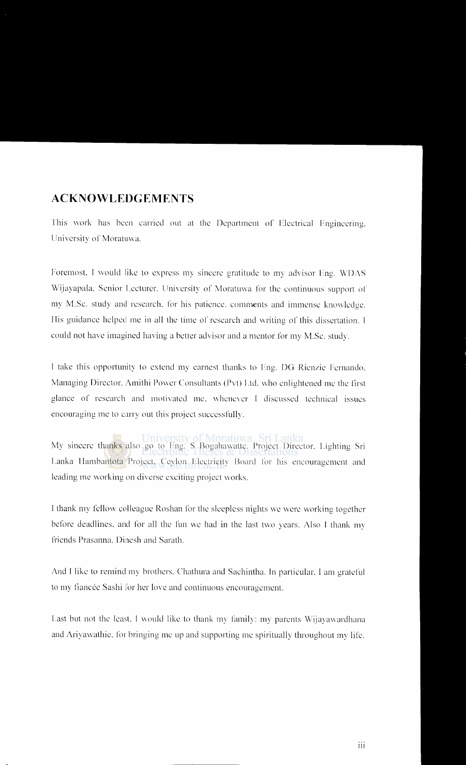## ACKNOWLEDGEMENTS

This work has been carried out at the Department of Electrical Engineering, University of Moratuwa.

Foremost, I would like to express my sincere gratitude to my advisor Eng. WDAS Wijayapala, Senior Lecturer, University of Moratuwa for the continuous support of my M.Sc. study and research, for his patience, comments and immense knowledge. His guidance helped me in all the time of research and writing of this dissertation. I could not have imagined having a better advisor and a mentor for my M.Sc. study.

I take this opportunity to extend my earnest thanks to Eng. DG Rienzie Fernando, Managing Director, Amithi Power Consultants (Pvt) Ltd. who enlightened me the first glance of research and motivated me, whenever I discussed technical issues encouraging me to carry out this project successfully.

My sincere thanks also go to Eng. S Bogahawatte, Project Director, Lighting Sri Lanka Hambantota Project, Ceylon Electricity Board for his encouragement and leading me working on diverse exciting project works.

I thank my fellow colleague Roshan for the sleepless nights we were working together before deadlines, and for all the fun we had in the last two years. Also I thank my friends Prasanna, Dinesh and Sarath.

And I like to remind my brothers, Chathura and Sachintha. In particular, I am grateful to my fiancée Sashi for her love and continuous encouragement.

Last but not the least, I would like to thank my family: my parents Wijayawardhana and Ariyawathie, for bringing me up and supporting me spiritually throughout my life.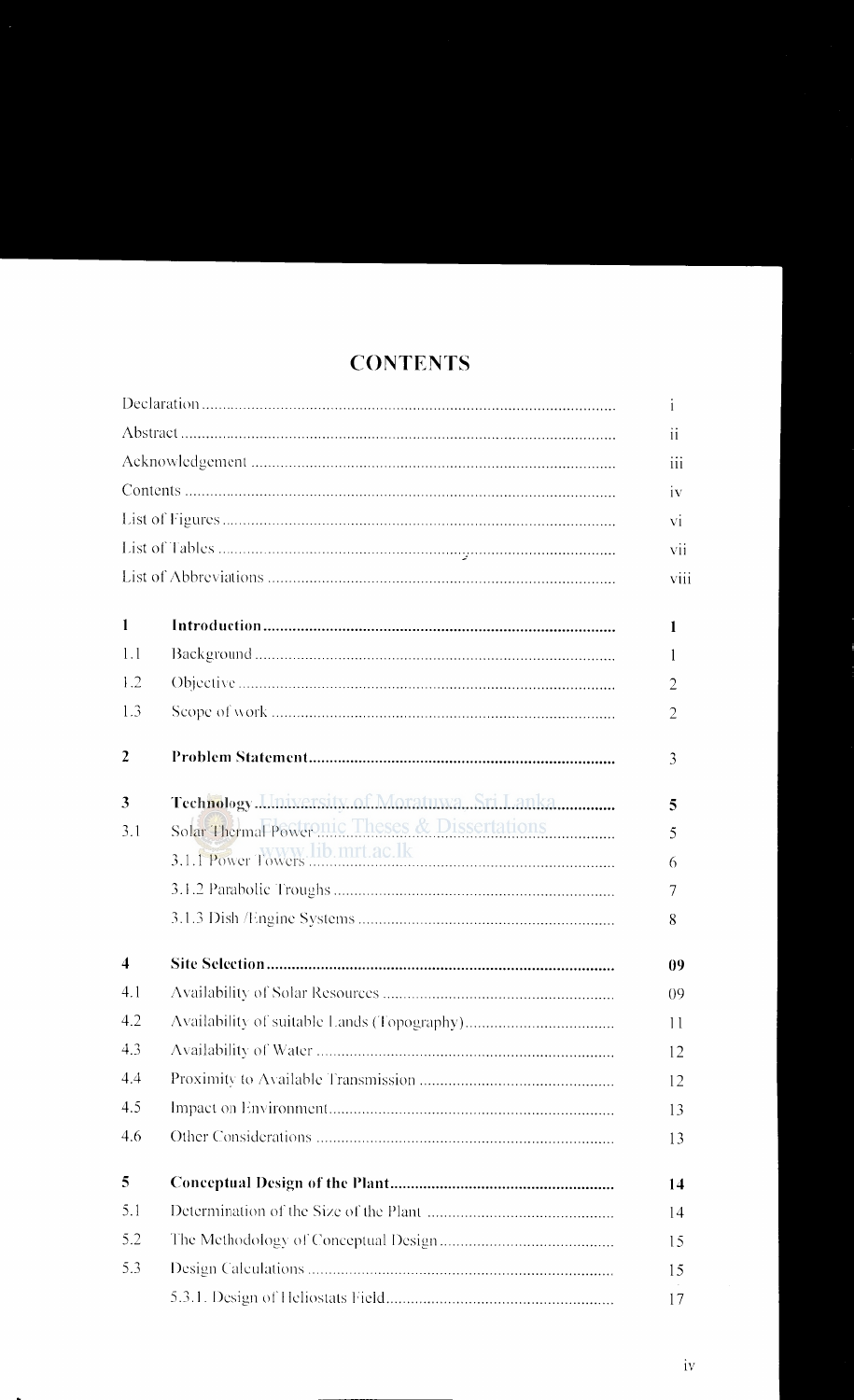# CONTENTS

| | | |
|---|---|---|
| Declaration | | i |
| Abstract | | ii |
| Acknowledgement | | iii |
| Contents | | iv |
| List of Figures | | vi |
| List of Tables | | vii |
| List of Abbreviations | | viii |
| **1** | **Introduction** | **1** |
| 1.1 | Background | 1 |
| 1.2 | Objective | 2 |
| 1.3 | Scope of work | 2 |
| **2** | **Problem Statement** | 3 |
| **3** | **Technology** | **5** |
| 3.1 | Solar Thermal Power | 5 |
| | 3.1.1 Power Towers | 6 |
| | 3.1.2 Parabolic Troughs | 7 |
| | 3.1.3 Dish /Engine Systems | 8 |
| **4** | **Site Selection** | **09** |
| 4.1 | Availability of Solar Resources | 09 |
| 4.2 | Availability of suitable Lands (Topography) | 11 |
| 4.3 | Availability of Water | 12 |
| 4.4 | Proximity to Available Transmission | 12 |
| 4.5 | Impact on Environment | 13 |
| 4.6 | Other Considerations | 13 |
| **5** | **Conceptual Design of the Plant** | **14** |
| 5.1 | Determination of the Size of the Plant | 14 |
| 5.2 | The Methodology of Conceptual Design | 15 |
| 5.3 | Design Calculations | 15 |
| | 5.3.1. Design of Heliostats Field | 17 |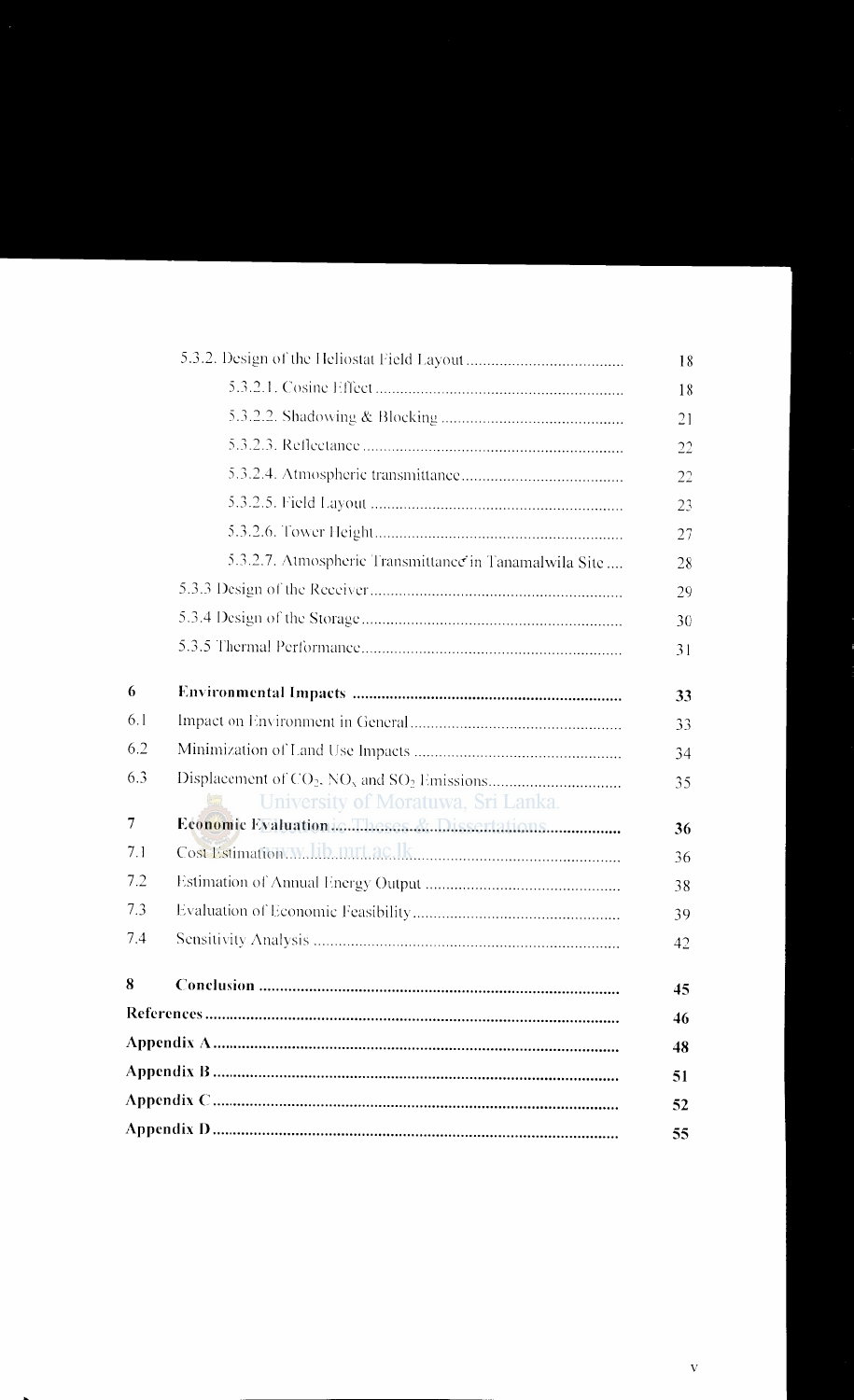| | | |
|---|---|---|
| | 5.3.2. Design of the Heliostat Field Layout | 18 |
| | 5.3.2.1. Cosine Effect | 18 |
| | 5.3.2.2. Shadowing & Blocking | 21 |
| | 5.3.2.3. Reflectance | 22 |
| | 5.3.2.4. Atmospheric transmittance | 22 |
| | 5.3.2.5. Field Layout | 23 |
| | 5.3.2.6. Tower Height | 27 |
| | 5.3.2.7. Atmospheric Transmittance in Tanamalwila Site | 28 |
| | 5.3.3 Design of the Receiver | 29 |
| | 5.3.4 Design of the Storage | 30 |
| | 5.3.5 Thermal Performance | 31 |
| **6** | **Environmental Impacts** | **33** |
| 6.1 | Impact on Environment in General | 33 |
| 6.2 | Minimization of Land Use Impacts | 34 |
| 6.3 | Displacement of $CO_2$, $NO_x$ and $SO_2$ Emissions | 35 |
| **7** | **Economic Evaluation** | **36** |
| 7.1 | Cost Estimation | 36 |
| 7.2 | Estimation of Annual Energy Output | 38 |
| 7.3 | Evaluation of Economic Feasibility | 39 |
| 7.4 | Sensitivity Analysis | 42 |
| **8** | **Conclusion** | **45** |
| **References** | | **46** |
| **Appendix A** | | **48** |
| **Appendix B** | | **51** |
| **Appendix C** | | **52** |
| **Appendix D** | | **55** |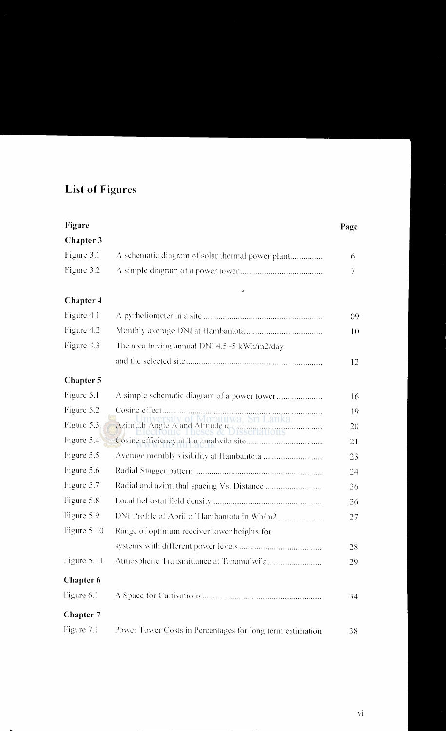# List of Figures

| Figure | | Page |
|---|---|---|
| **Chapter 3** | | |
| Figure 3.1 | A schematic diagram of solar thermal power plant............... | 6 |
| Figure 3.2 | A simple diagram of a power tower...................................... | 7 |
| **Chapter 4** | | |
| Figure 4.1 | A pyrheliometer in a site...................................................... | 09 |
| Figure 4.2 | Monthly average DNI at Hambantota.................................. | 10 |
| Figure 4.3 | The area having annual DNI 4.5~5 kWh/m2/day and the selected site.............................................................. | 12 |
| **Chapter 5** | | |
| Figure 5.1 | A simple schematic diagram of a power tower..................... | 16 |
| Figure 5.2 | Cosine effect........................................................................ | 19 |
| Figure 5.3 | Azimuth Angle A and Altitude α.......................................... | 20 |
| Figure 5.4 | Cosine efficiency at Tanamalwila site.................................. | 21 |
| Figure 5.5 | Average monthly visibility at Hambantota........................... | 23 |
| Figure 5.6 | Radial Stagger pattern.......................................................... | 24 |
| Figure 5.7 | Radial and azimuthal spacing Vs. Distance.......................... | 26 |
| Figure 5.8 | Local heliostat field density................................................. | 26 |
| Figure 5.9 | DNI Profile of April of Hambantota in Wh/m2.................... | 27 |
| Figure 5.10 | Range of optimum receiver tower heights for systems with different power levels...................................... | 28 |
| Figure 5.11 | Atmospheric Transmittance at Tanamalwila......................... | 29 |
| **Chapter 6** | | |
| Figure 6.1 | A Space for Cultivations...................................................... | 34 |
| **Chapter 7** | | |
| Figure 7.1 | Power Tower Costs in Percentages for long term estimation | 38 |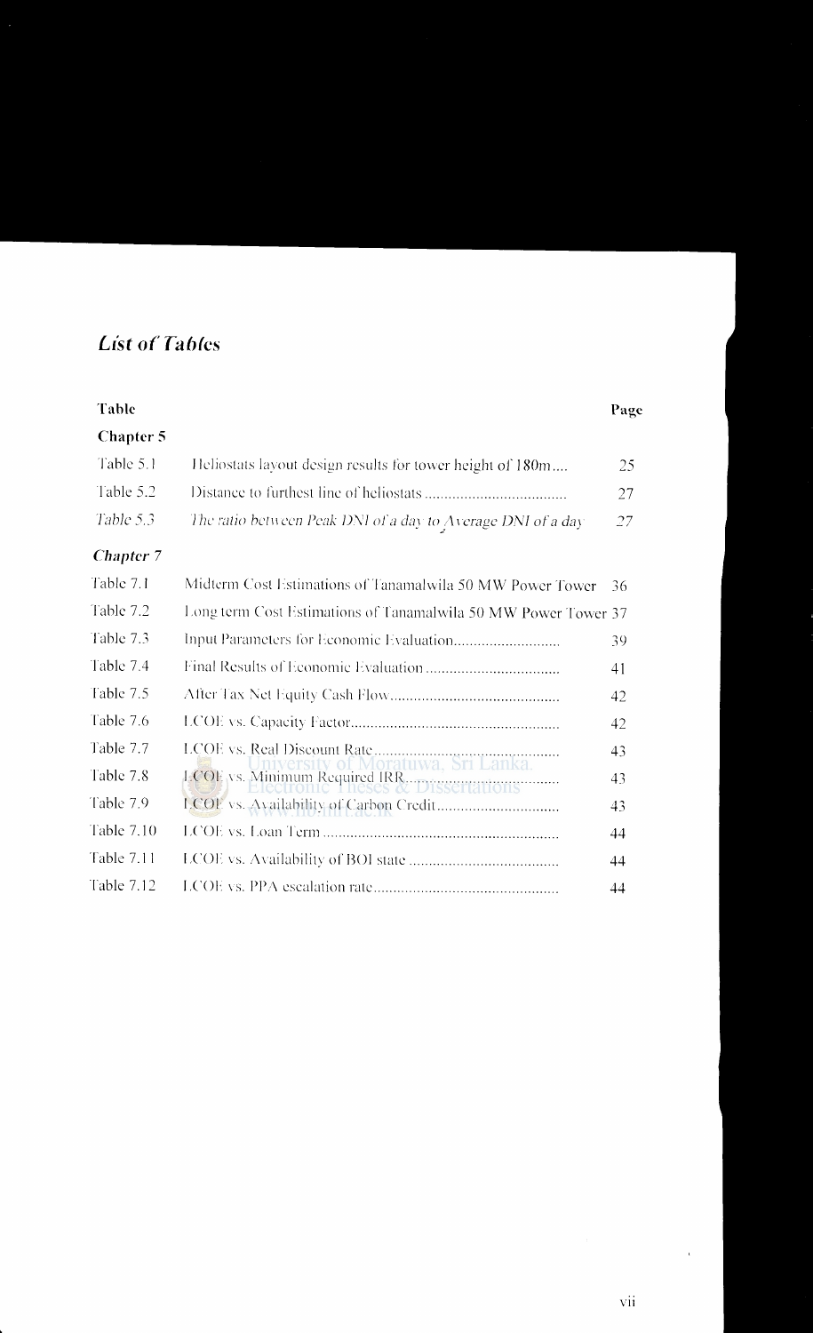# *List of Tables*

| Table | | Page |
|---|---|---|
| **Chapter 5** | | |
| Table 5.1 | Heliostats layout design results for tower height of 180m.... | 25 |
| Table 5.2 | Distance to furthest line of heliostats .................................... | 27 |
| *Table 5.3* | *The ratio between Peak DNI of a day to Average DNI of a day* | *27* |
| ***Chapter 7*** | | |
| Table 7.1 | Midterm Cost Estimations of Tanamalwila 50 MW Power Tower | 36 |
| Table 7.2 | Long term Cost Estimations of Tanamalwila 50 MW Power Tower | 37 |
| Table 7.3 | Input Parameters for Economic Evaluation.......................... | 39 |
| Table 7.4 | Final Results of Economic Evaluation .................................. | 41 |
| Table 7.5 | After Tax Net Equity Cash Flow........................................... | 42 |
| Table 7.6 | LCOE vs. Capacity Factor..................................................... | 42 |
| Table 7.7 | LCOE vs. Real Discount Rate............................................... | 43 |
| Table 7.8 | LCOE vs. Minimum Required IRR......................................... | 43 |
| Table 7.9 | LCOE vs. Availability of Carbon Credit............................... | 43 |
| Table 7.10 | LCOE vs. Loan Term ............................................................ | 44 |
| Table 7.11 | LCOE vs. Availability of BOI state ...................................... | 44 |
| Table 7.12 | LCOE vs. PPA escalation rate............................................... | 44 |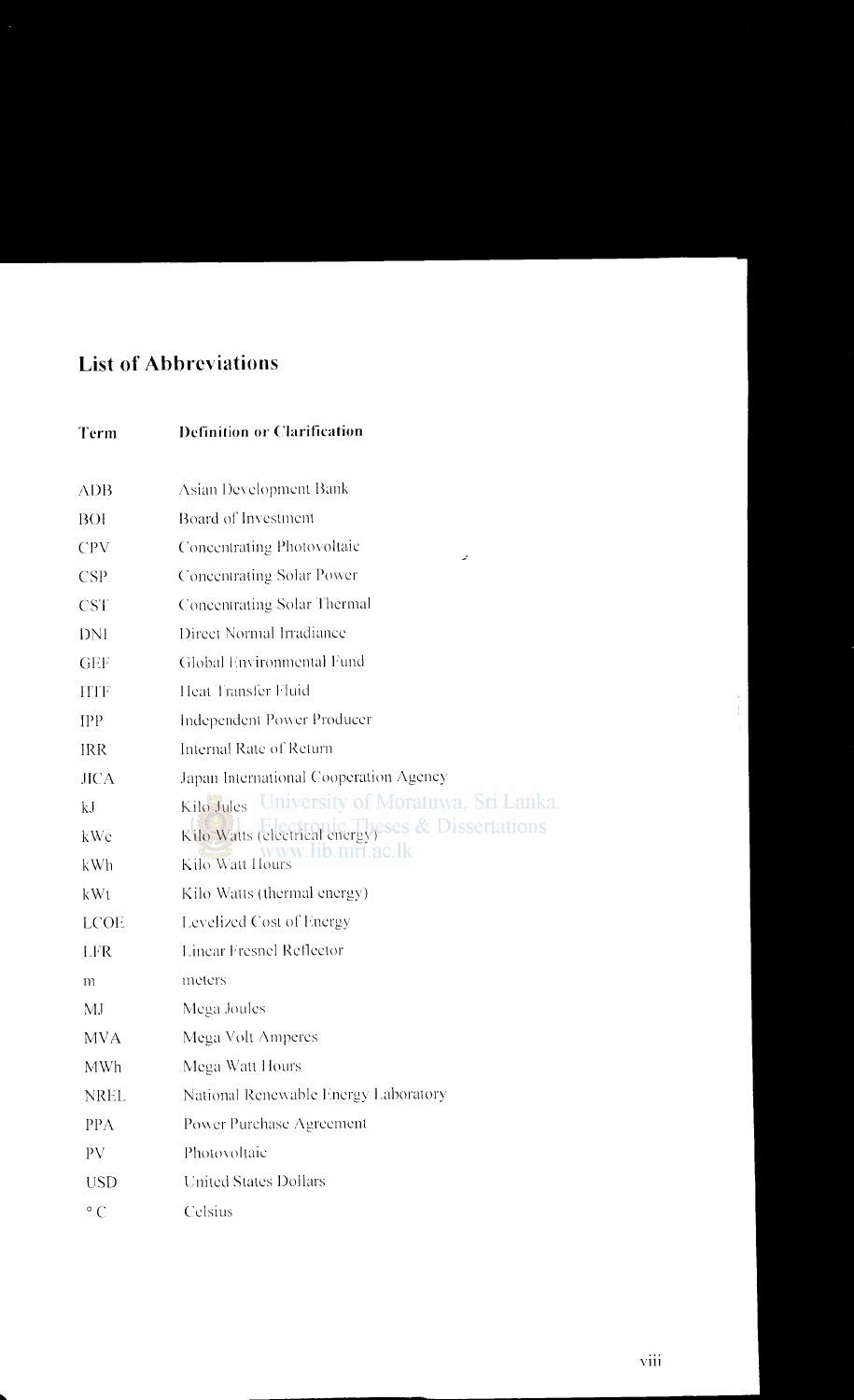## List of Abbreviations

| Term | Definition or Clarification |
|---|---|
| ADB | Asian Development Bank |
| BOI | Board of Investment |
| CPV | Concentrating Photovoltaic |
| CSP | Concentrating Solar Power |
| CST | Concentrating Solar Thermal |
| DNI | Direct Normal Irradiance |
| GEF | Global Environmental Fund |
| HTF | Heat Transfer Fluid |
| IPP | Independent Power Producer |
| IRR | Internal Rate of Return |
| JICA | Japan International Cooperation Agency |
| kJ | Kilo Jules |
| kWe | Kilo Watts (electrical energy) |
| kWh | Kilo Watt Hours |
| kWt | Kilo Watts (thermal energy) |
| LCOE | Levelized Cost of Energy |
| LFR | Linear Fresnel Reflector |
| m | meters |
| MJ | Mega Joules |
| MVA | Mega Volt Amperes |
| MWh | Mega Watt Hours |
| NREL | National Renewable Energy Laboratory |
| PPA | Power Purchase Agreement |
| PV | Photovoltaic |
| USD | United States Dollars |
| ° C | Celsius |